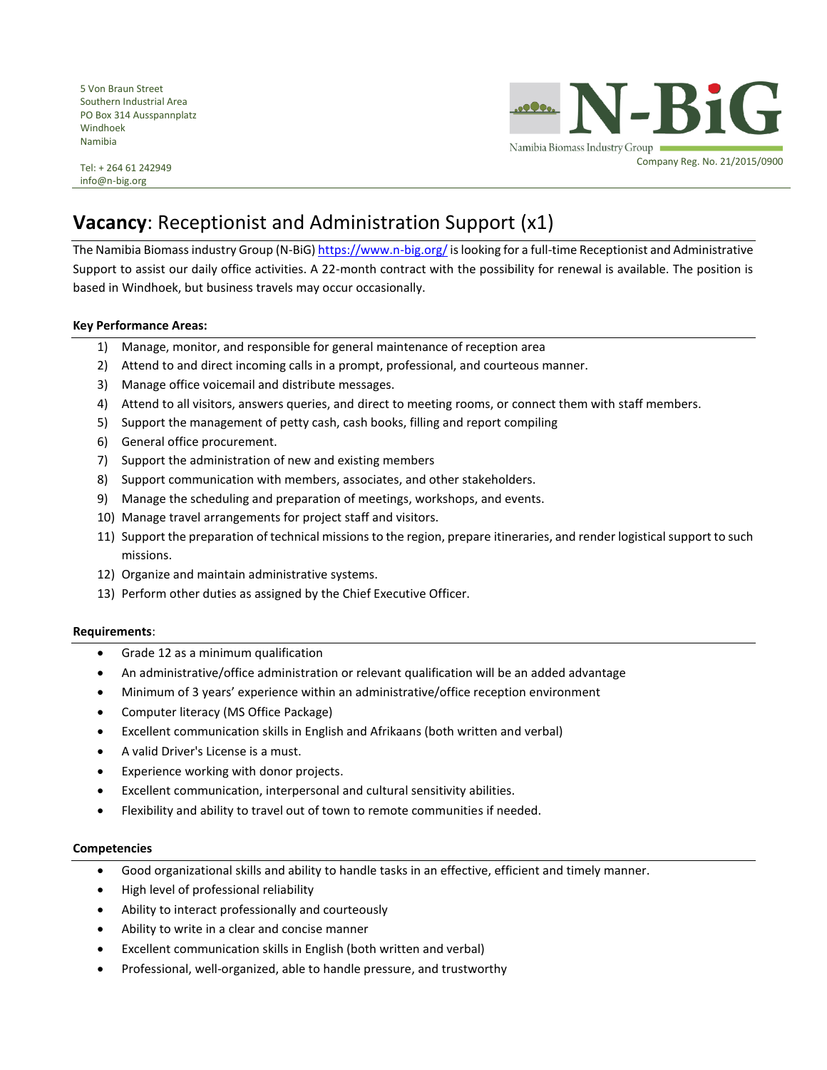5 Von Braun Street
Southern Industrial Area
PO Box 314 Ausspannplatz
Windhoek
Namibia

Tel: + 264 61 242949
info@n-big.org

**N-BiG**
Namibia Biomass Industry Group
Company Reg. No. 21/2015/0900

# **Vacancy**: Receptionist and Administration Support (x1)

The Namibia Biomass industry Group (N-BiG) [https://www.n-big.org/](https://www.n-big.org/) is looking for a full-time Receptionist and Administrative Support to assist our daily office activities. A 22-month contract with the possibility for renewal is available. The position is based in Windhoek, but business travels may occur occasionally.

**Key Performance Areas:**

1) Manage, monitor, and responsible for general maintenance of reception area
2) Attend to and direct incoming calls in a prompt, professional, and courteous manner.
3) Manage office voicemail and distribute messages.
4) Attend to all visitors, answers queries, and direct to meeting rooms, or connect them with staff members.
5) Support the management of petty cash, cash books, filling and report compiling
6) General office procurement.
7) Support the administration of new and existing members
8) Support communication with members, associates, and other stakeholders.
9) Manage the scheduling and preparation of meetings, workshops, and events.
10) Manage travel arrangements for project staff and visitors.
11) Support the preparation of technical missions to the region, prepare itineraries, and render logistical support to such missions.
12) Organize and maintain administrative systems.
13) Perform other duties as assigned by the Chief Executive Officer.

**Requirements**:

- Grade 12 as a minimum qualification
- An administrative/office administration or relevant qualification will be an added advantage
- Minimum of 3 years' experience within an administrative/office reception environment
- Computer literacy (MS Office Package)
- Excellent communication skills in English and Afrikaans (both written and verbal)
- A valid Driver's License is a must.
- Experience working with donor projects.
- Excellent communication, interpersonal and cultural sensitivity abilities.
- Flexibility and ability to travel out of town to remote communities if needed.

**Competencies**

- Good organizational skills and ability to handle tasks in an effective, efficient and timely manner.
- High level of professional reliability
- Ability to interact professionally and courteously
- Ability to write in a clear and concise manner
- Excellent communication skills in English (both written and verbal)
- Professional, well-organized, able to handle pressure, and trustworthy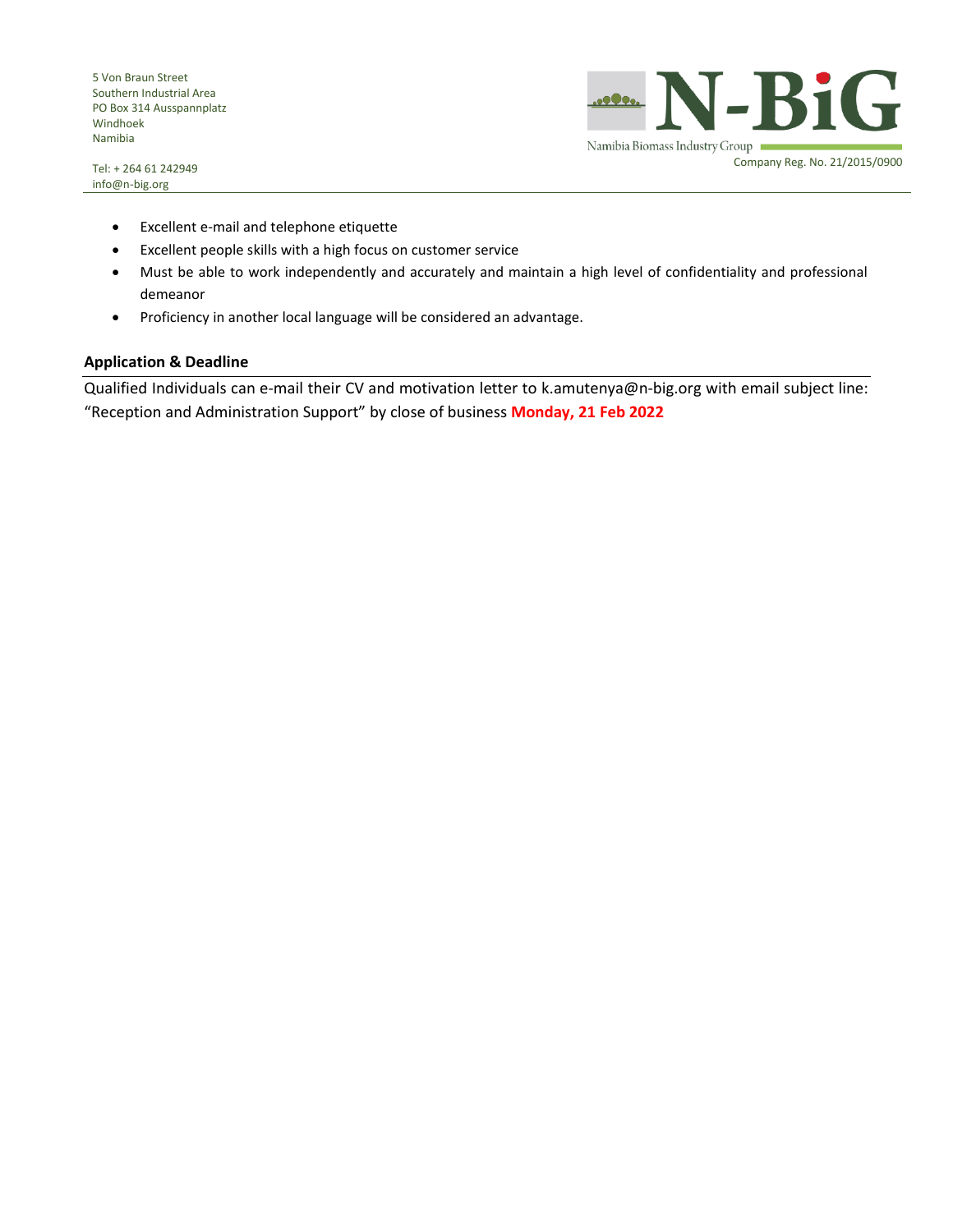- Excellent e-mail and telephone etiquette
- Excellent people skills with a high focus on customer service
- Must be able to work independently and accurately and maintain a high level of confidentiality and professional demeanor
- Proficiency in another local language will be considered an advantage.

**Application & Deadline**

Qualified Individuals can e-mail their CV and motivation letter to k.amutenya@n-big.org with email subject line: "Reception and Administration Support" by close of business **Monday, 21 Feb 2022**